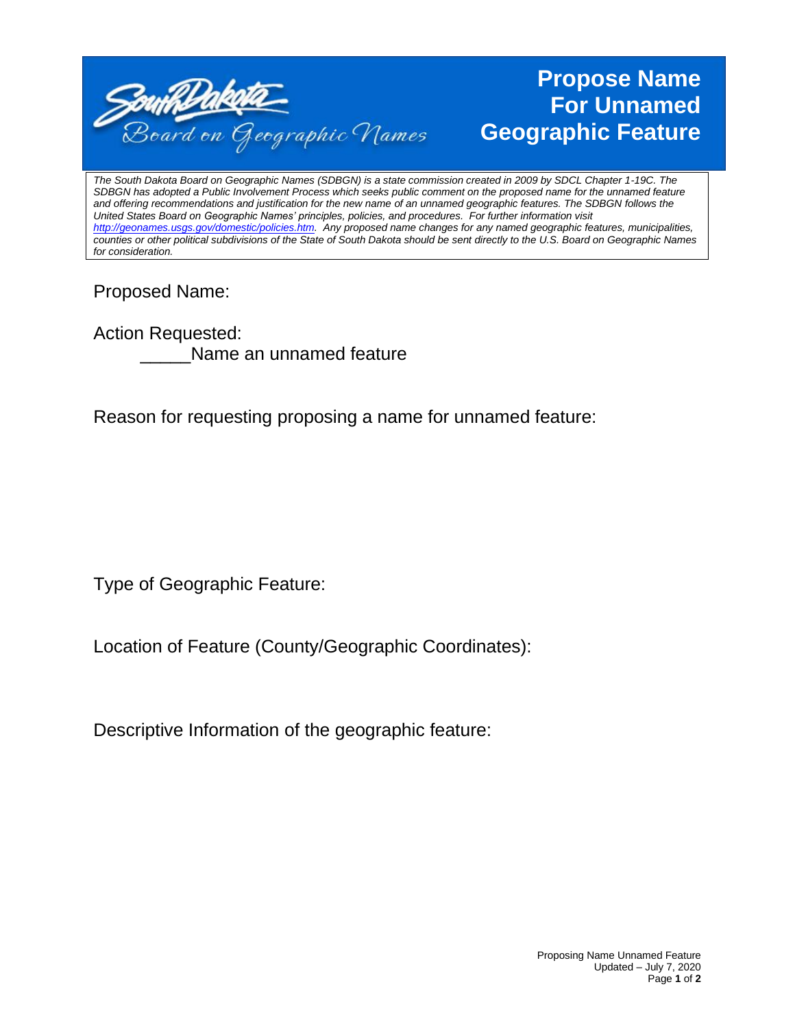South Dakota Board on Geographic Names

# Propose Name For Unnamed Geographic Feature

*The South Dakota Board on Geographic Names (SDBGN) is a state commission created in 2009 by SDCL Chapter 1-19C. The SDBGN has adopted a Public Involvement Process which seeks public comment on the proposed name for the unnamed feature and offering recommendations and justification for the new name of an unnamed geographic features. The SDBGN follows the United States Board on Geographic Names' principles, policies, and procedures. For further information visit [http://geonames.usgs.gov/domestic/policies.htm](http://geonames.usgs.gov/domestic/policies.htm). Any proposed name changes for any named geographic features, municipalities, counties or other political subdivisions of the State of South Dakota should be sent directly to the U.S. Board on Geographic Names for consideration.*

Proposed Name:

Action Requested:

_____Name an unnamed feature

Reason for requesting proposing a name for unnamed feature:

Type of Geographic Feature:

Location of Feature (County/Geographic Coordinates):

Descriptive Information of the geographic feature:

Proposing Name Unnamed Feature
Updated – July 7, 2020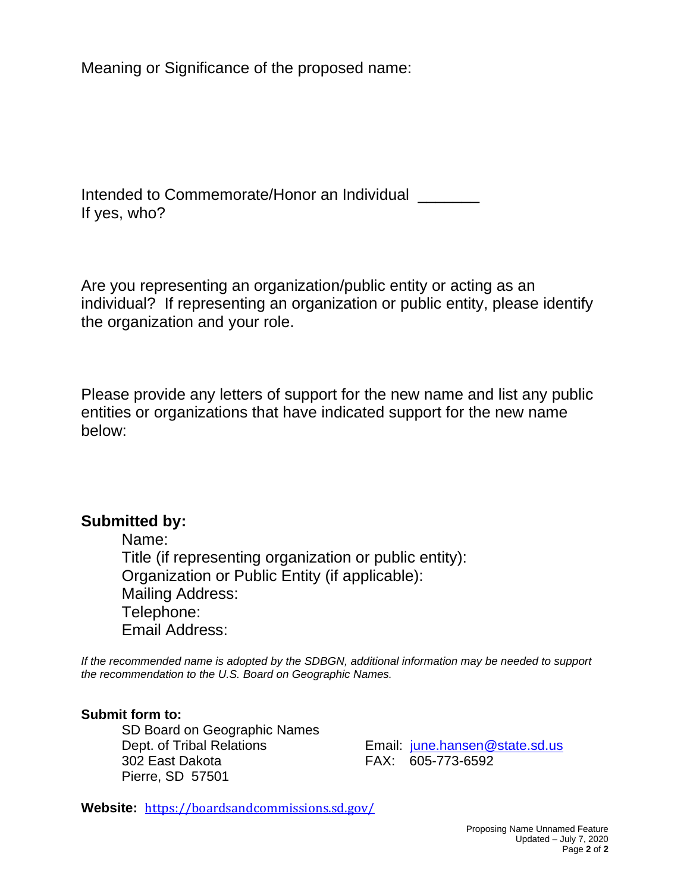Meaning or Significance of the proposed name:

Intended to Commemorate/Honor an Individual _______  
If yes, who?

Are you representing an organization/public entity or acting as an individual? If representing an organization or public entity, please identify the organization and your role.

Please provide any letters of support for the new name and list any public entities or organizations that have indicated support for the new name below:

**Submitted by:**

Name:  
Title (if representing organization or public entity):  
Organization or Public Entity (if applicable):  
Mailing Address:  
Telephone:  
Email Address:

*If the recommended name is adopted by the SDBGN, additional information may be needed to support the recommendation to the U.S. Board on Geographic Names.*

**Submit form to:**

SD Board on Geographic Names  
Dept. of Tribal Relations  
302 East Dakota  
Pierre, SD 57501

Email: june.hansen@state.sd.us  
FAX: 605-773-6592

**Website:** https://boardsandcommissions.sd.gov/

Proposing Name Unnamed Feature  
Updated – July 7, 2020